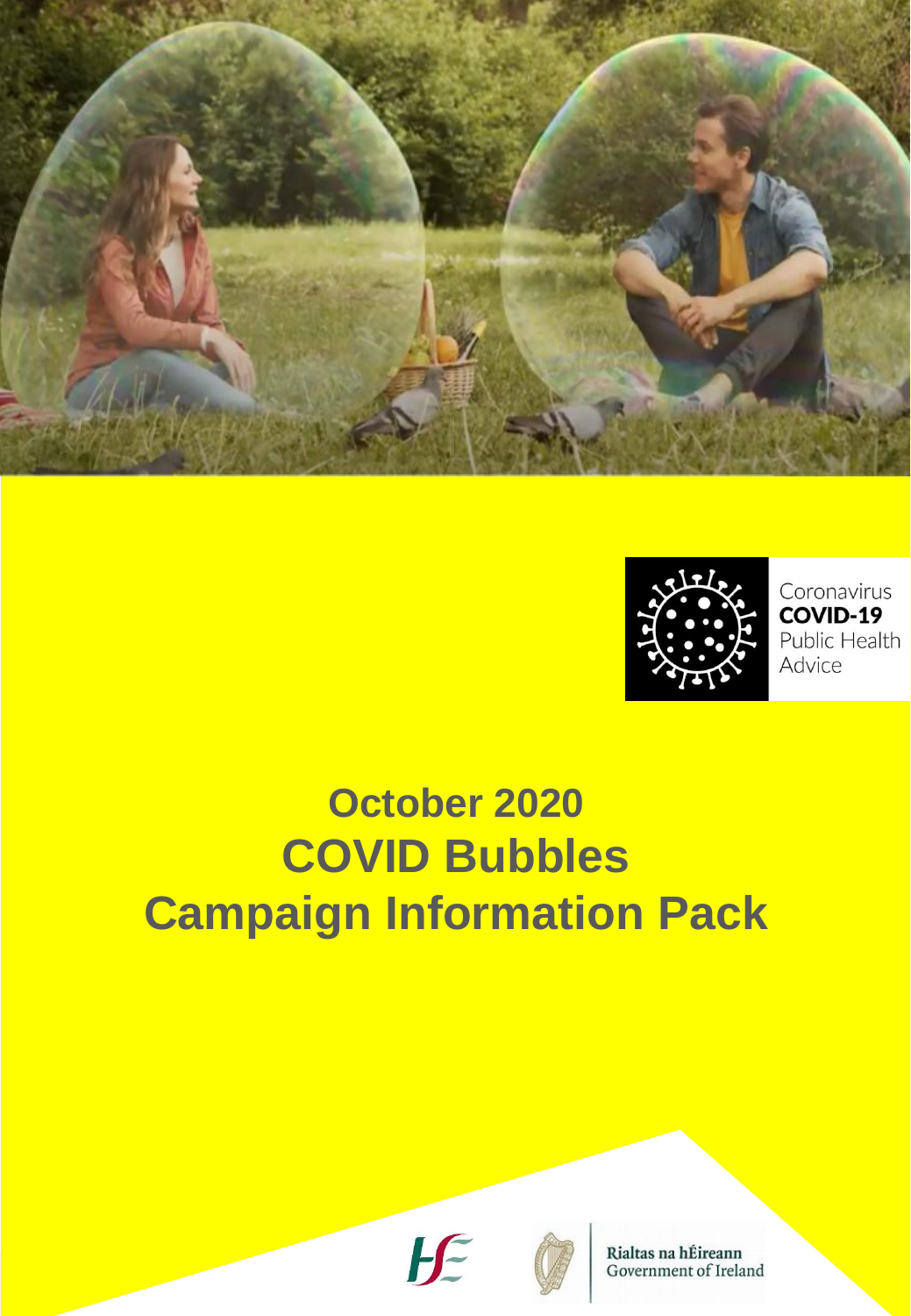Coronavirus
**COVID-19**
Public Health
Advice

# October 2020
# COVID Bubbles
# Campaign Information Pack

Rialtas na hÉireann
Government of Ireland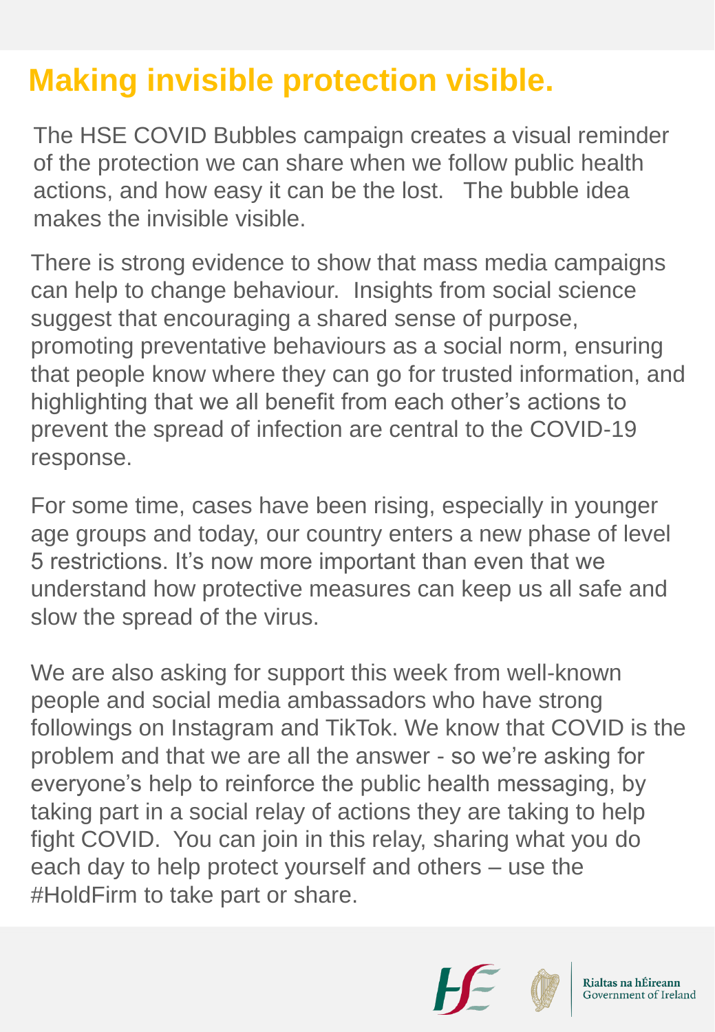# Making invisible protection visible.

The HSE COVID Bubbles campaign creates a visual reminder of the protection we can share when we follow public health actions, and how easy it can be the lost. The bubble idea makes the invisible visible.

There is strong evidence to show that mass media campaigns can help to change behaviour. Insights from social science suggest that encouraging a shared sense of purpose, promoting preventative behaviours as a social norm, ensuring that people know where they can go for trusted information, and highlighting that we all benefit from each other's actions to prevent the spread of infection are central to the COVID-19 response.

For some time, cases have been rising, especially in younger age groups and today, our country enters a new phase of level 5 restrictions. It's now more important than even that we understand how protective measures can keep us all safe and slow the spread of the virus.

We are also asking for support this week from well-known people and social media ambassadors who have strong followings on Instagram and TikTok. We know that COVID is the problem and that we are all the answer - so we're asking for everyone's help to reinforce the public health messaging, by taking part in a social relay of actions they are taking to help fight COVID. You can join in this relay, sharing what you do each day to help protect yourself and others – use the #HoldFirm to take part or share.

Rialtas na hÉireann
Government of Ireland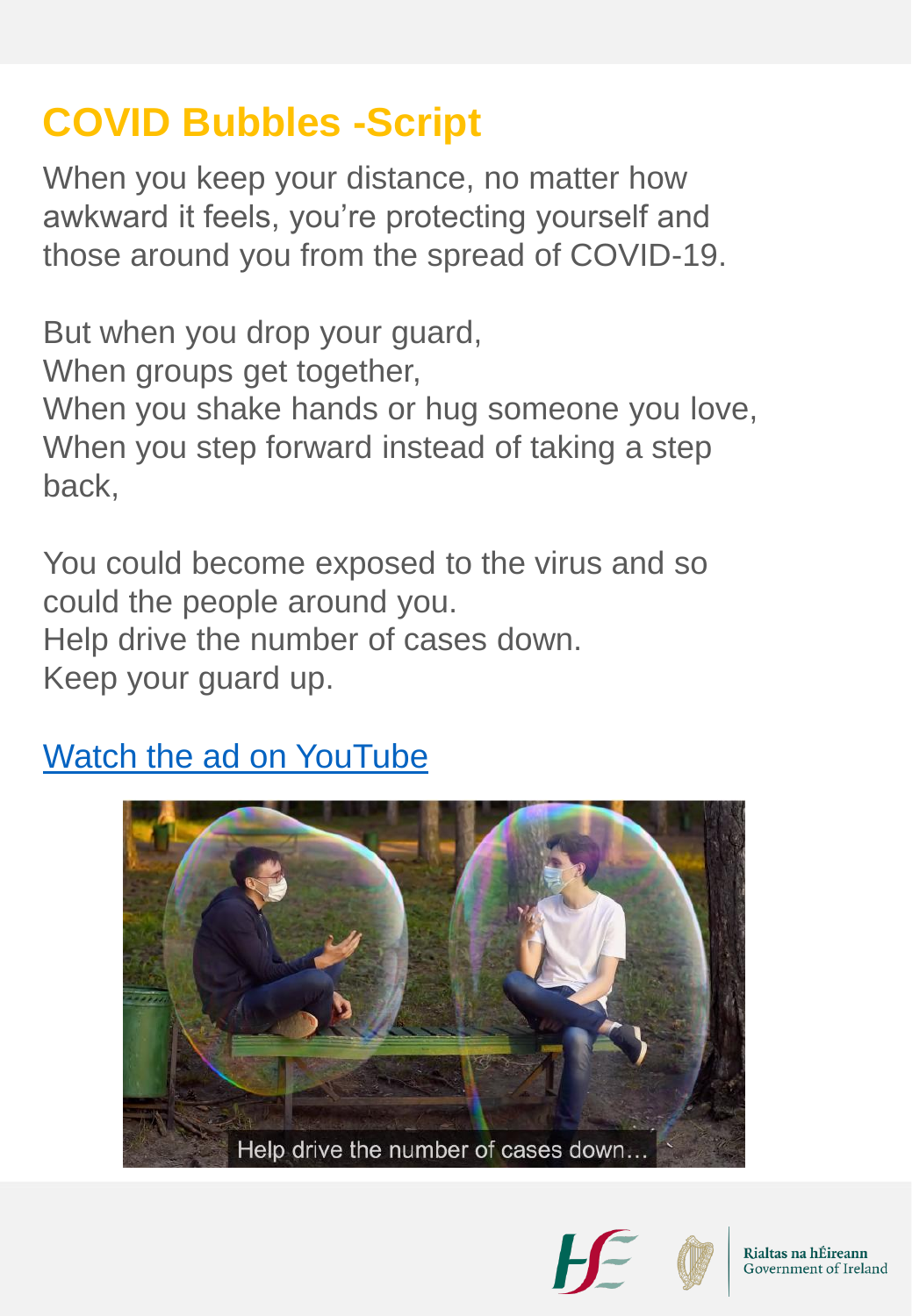# COVID Bubbles -Script

When you keep your distance, no matter how awkward it feels, you're protecting yourself and those around you from the spread of COVID-19.

But when you drop your guard,
When groups get together,
When you shake hands or hug someone you love,
When you step forward instead of taking a step back,

You could become exposed to the virus and so could the people around you.
Help drive the number of cases down.
Keep your guard up.

[Watch the ad on YouTube]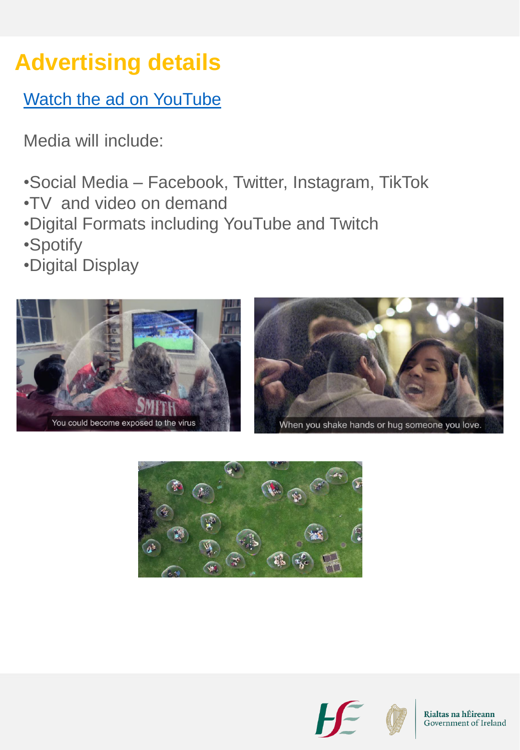# Advertising details

[Watch the ad on YouTube]

Media will include:

- Social Media – Facebook, Twitter, Instagram, TikTok
- TV and video on demand
- Digital Formats including YouTube and Twitch
- Spotify
- Digital Display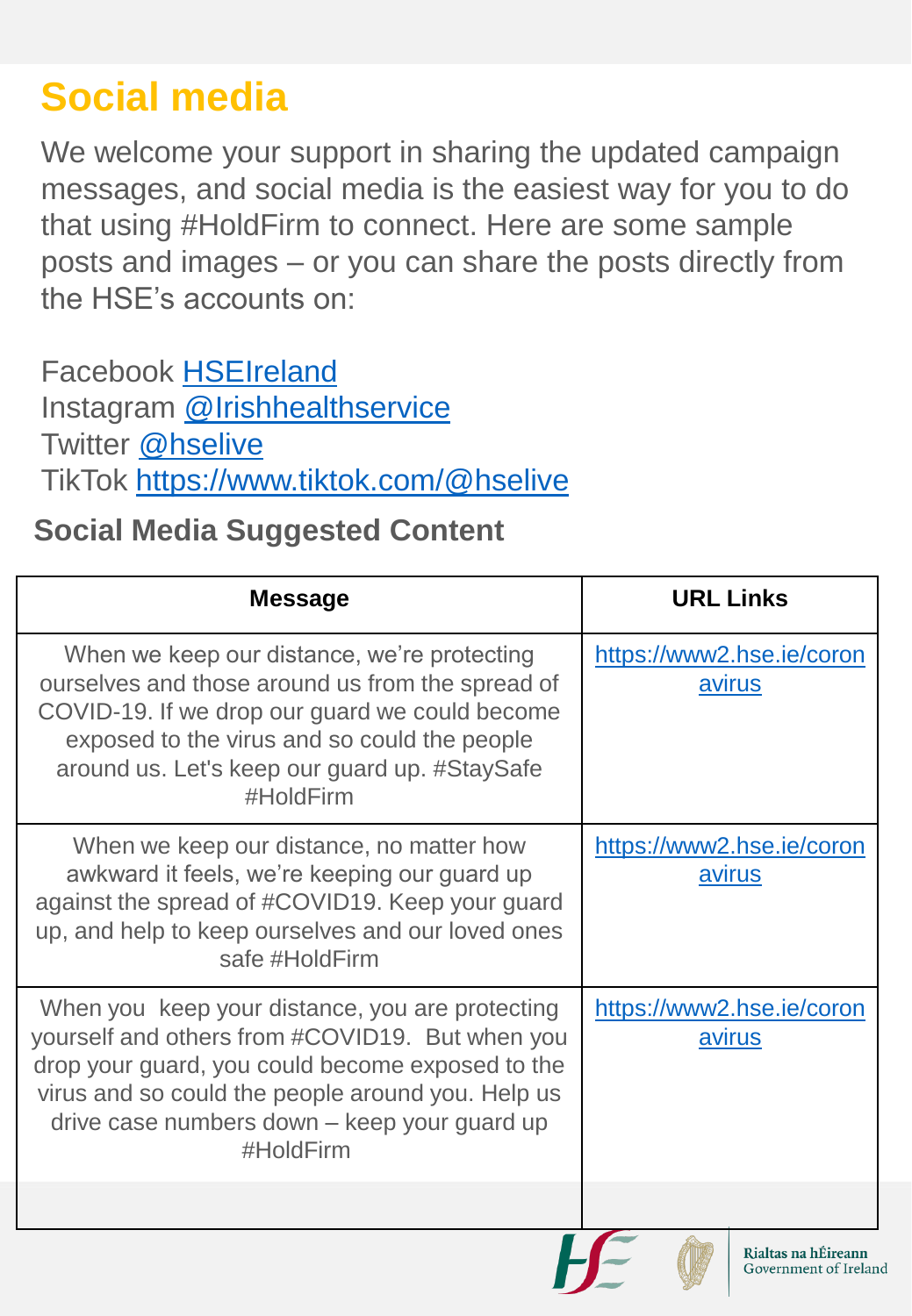# Social media

We welcome your support in sharing the updated campaign messages, and social media is the easiest way for you to do that using #HoldFirm to connect. Here are some sample posts and images – or you can share the posts directly from the HSE's accounts on:

Facebook HSEIreland
Instagram @Irishhealthservice
Twitter @hselive
TikTok https://www.tiktok.com/@hselive

## Social Media Suggested Content

| Message | URL Links |
|---|---|
| When we keep our distance, we're protecting ourselves and those around us from the spread of COVID-19. If we drop our guard we could become exposed to the virus and so could the people around us. Let's keep our guard up. #StaySafe #HoldFirm | https://www2.hse.ie/coronavirus |
| When we keep our distance, no matter how awkward it feels, we're keeping our guard up against the spread of #COVID19. Keep your guard up, and help to keep ourselves and our loved ones safe #HoldFirm | https://www2.hse.ie/coronavirus |
| When you keep your distance, you are protecting yourself and others from #COVID19. But when you drop your guard, you could become exposed to the virus and so could the people around you. Help us drive case numbers down – keep your guard up #HoldFirm | https://www2.hse.ie/coronavirus |
| | |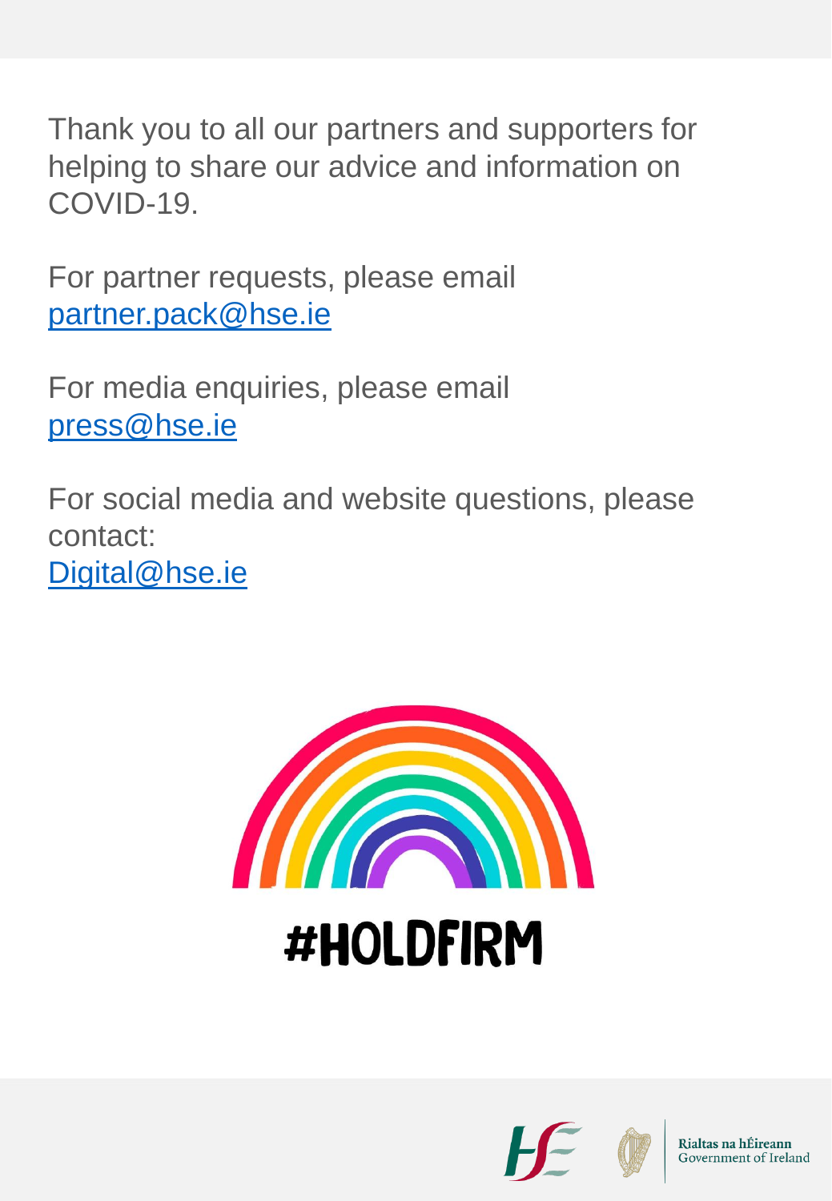Thank you to all our partners and supporters for helping to share our advice and information on COVID-19.

For partner requests, please email partner.pack@hse.ie

For media enquiries, please email press@hse.ie

For social media and website questions, please contact:
Digital@hse.ie

#HOLDFIRM

Rialtas na hÉireann
Government of Ireland